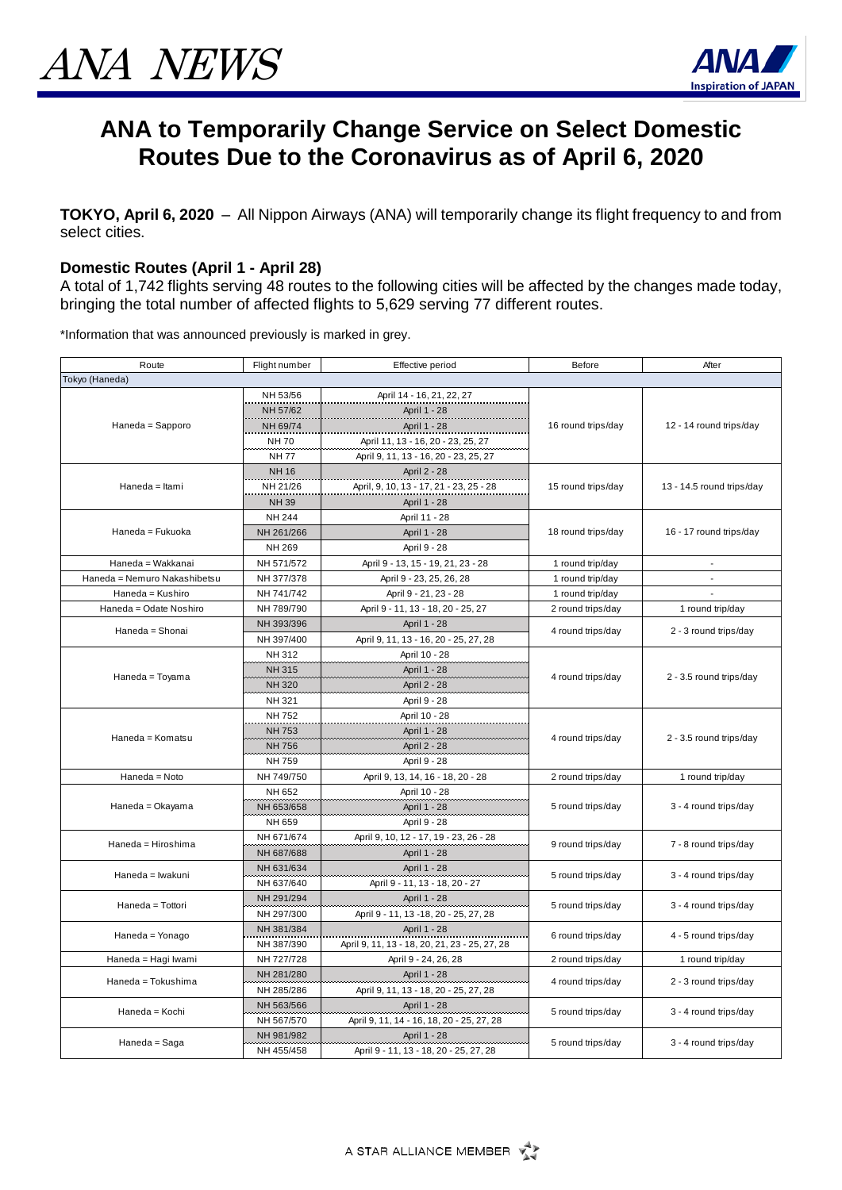# ANA NEWS

# ANA to Temporarily Change Service on Select Domestic Routes Due to the Coronavirus as of April 6, 2020

**TOKYO, April 6, 2020** – All Nippon Airways (ANA) will temporarily change its flight frequency to and from select cities.

### Domestic Routes (April 1 - April 28)

A total of 1,742 flights serving 48 routes to the following cities will be affected by the changes made today, bringing the total number of affected flights to 5,629 serving 77 different routes.

*Information that was announced previously is marked in grey.

| Route | Flight number | Effective period | Before | After |
|---|---|---|---|---|
| Tokyo (Haneda) | | | | |
| Haneda = Sapporo | NH 53/56 | April 14 - 16, 21, 22, 27 | 16 round trips/day | 12 - 14 round trips/day |
| | NH 57/62 | April 1 - 28 | | |
| | NH 69/74 | April 1 - 28 | | |
| | NH 70 | April 11, 13 - 16, 20 - 23, 25, 27 | | |
| | NH 77 | April 9, 11, 13 - 16, 20 - 23, 25, 27 | | |
| Haneda = Itami | NH 16 | April 2 - 28 | 15 round trips/day | 13 - 14.5 round trips/day |
| | NH 21/26 | April, 9, 10, 13 - 17, 21 - 23, 25 - 28 | | |
| | NH 39 | April 1 - 28 | | |
| Haneda = Fukuoka | NH 244 | April 11 - 28 | 18 round trips/day | 16 - 17 round trips/day |
| | NH 261/266 | April 1 - 28 | | |
| | NH 269 | April 9 - 28 | | |
| Haneda = Wakkanai | NH 571/572 | April 9 - 13, 15 - 19, 21, 23 - 28 | 1 round trip/day | - |
| Haneda = Nemuro Nakashibetsu | NH 377/378 | April 9 - 23, 25, 26, 28 | 1 round trip/day | - |
| Haneda = Kushiro | NH 741/742 | April 9 - 21, 23 - 28 | 1 round trip/day | - |
| Haneda = Odate Noshiro | NH 789/790 | April 9 - 11, 13 - 18, 20 - 25, 27 | 2 round trips/day | 1 round trip/day |
| Haneda = Shonai | NH 393/396 | April 1 - 28 | 4 round trips/day | 2 - 3 round trips/day |
| | NH 397/400 | April 9, 11, 13 - 16, 20 - 25, 27, 28 | | |
| Haneda = Toyama | NH 312 | April 10 - 28 | 4 round trips/day | 2 - 3.5 round trips/day |
| | NH 315 | April 1 - 28 | | |
| | NH 320 | April 2 - 28 | | |
| | NH 321 | April 9 - 28 | | |
| Haneda = Komatsu | NH 752 | April 10 - 28 | 4 round trips/day | 2 - 3.5 round trips/day |
| | NH 753 | April 1 - 28 | | |
| | NH 756 | April 2 - 28 | | |
| | NH 759 | April 9 - 28 | | |
| Haneda = Noto | NH 749/750 | April 9, 13, 14, 16 - 18, 20 - 28 | 2 round trips/day | 1 round trip/day |
| Haneda = Okayama | NH 652 | April 10 - 28 | 5 round trips/day | 3 - 4 round trips/day |
| | NH 653/658 | April 1 - 28 | | |
| | NH 659 | April 9 - 28 | | |
| Haneda = Hiroshima | NH 671/674 | April 9, 10, 12 - 17, 19 - 23, 26 - 28 | 9 round trips/day | 7 - 8 round trips/day |
| | NH 687/688 | April 1 - 28 | | |
| Haneda = Iwakuni | NH 631/634 | April 1 - 28 | 5 round trips/day | 3 - 4 round trips/day |
| | NH 637/640 | April 9 - 11, 13 - 18, 20 - 27 | | |
| Haneda = Tottori | NH 291/294 | April 1 - 28 | 5 round trips/day | 3 - 4 round trips/day |
| | NH 297/300 | April 9 - 11, 13 -18, 20 - 25, 27, 28 | | |
| Haneda = Yonago | NH 381/384 | April 1 - 28 | 6 round trips/day | 4 - 5 round trips/day |
| | NH 387/390 | April 9, 11, 13 - 18, 20, 21, 23 - 25, 27, 28 | | |
| Haneda = Hagi Iwami | NH 727/728 | April 9 - 24, 26, 28 | 2 round trips/day | 1 round trip/day |
| Haneda = Tokushima | NH 281/280 | April 1 - 28 | 4 round trips/day | 2 - 3 round trips/day |
| | NH 285/286 | April 9, 11, 13 - 18, 20 - 25, 27, 28 | | |
| Haneda = Kochi | NH 563/566 | April 1 - 28 | 5 round trips/day | 3 - 4 round trips/day |
| | NH 567/570 | April 9, 11, 14 - 16, 18, 20 - 25, 27, 28 | | |
| Haneda = Saga | NH 981/982 | April 1 - 28 | 5 round trips/day | 3 - 4 round trips/day |
| | NH 455/458 | April 9 - 11, 13 - 18, 20 - 25, 27, 28 | | |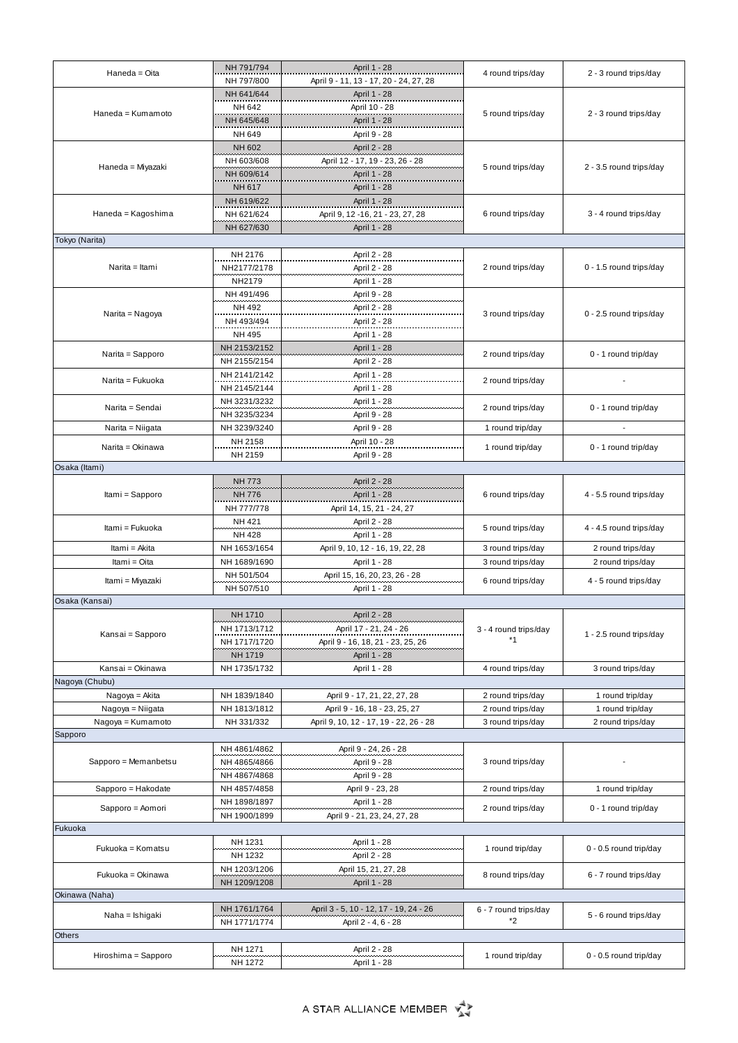| | | | | |
|---|---|---|---|---|
| Haneda = Oita | NH 791/794 | April 1 - 28 | 4 round trips/day | 2 - 3 round trips/day |
| | NH 797/800 | April 9 - 11, 13 - 17, 20 - 24, 27, 28 | | |
| Haneda = Kumamoto | NH 641/644 | April 1 - 28 | 5 round trips/day | 2 - 3 round trips/day |
| | NH 642 | April 10 - 28 | | |
| | NH 645/648 | April 1 - 28 | | |
| | NH 649 | April 9 - 28 | | |
| Haneda = Miyazaki | NH 602 | April 2 - 28 | 5 round trips/day | 2 - 3.5 round trips/day |
| | NH 603/608 | April 12 - 17, 19 - 23, 26 - 28 | | |
| | NH 609/614 | April 1 - 28 | | |
| | NH 617 | April 1 - 28 | | |
| Haneda = Kagoshima | NH 619/622 | April 1 - 28 | 6 round trips/day | 3 - 4 round trips/day |
| | NH 621/624 | April 9, 12 -16, 21 - 23, 27, 28 | | |
| | NH 627/630 | April 1 - 28 | | |
| Tokyo (Narita) | | | | |
| Narita = Itami | NH 2176 | April 2 - 28 | 2 round trips/day | 0 - 1.5 round trips/day |
| | NH2177/2178 | April 2 - 28 | | |
| | NH2179 | April 1 - 28 | | |
| Narita = Nagoya | NH 491/496 | April 9 - 28 | 3 round trips/day | 0 - 2.5 round trips/day |
| | NH 492 | April 2 - 28 | | |
| | NH 493/494 | April 2 - 28 | | |
| | NH 495 | April 1 - 28 | | |
| Narita = Sapporo | NH 2153/2152 | April 1 - 28 | 2 round trips/day | 0 - 1 round trip/day |
| | NH 2155/2154 | April 2 - 28 | | |
| Narita = Fukuoka | NH 2141/2142 | April 1 - 28 | 2 round trips/day | - |
| | NH 2145/2144 | April 2 - 28 | | |
| Narita = Sendai | NH 3231/3232 | April 1 - 28 | 2 round trips/day | 0 - 1 round trip/day |
| | NH 3235/3234 | April 9 - 28 | | |
| Narita = Niigata | NH 3239/3240 | April 9 - 28 | 1 round trip/day | - |
| Narita = Okinawa | NH 2158 | April 10 - 28 | 1 round trip/day | 0 - 1 round trip/day |
| | NH 2159 | April 9 - 28 | | |
| Osaka (Itami) | | | | |
| Itami = Sapporo | NH 773 | April 2 - 28 | 6 round trips/day | 4 - 5.5 round trips/day |
| | NH 776 | April 1 - 28 | | |
| | NH 777/778 | April 14, 15, 21 - 24, 27 | | |
| Itami = Fukuoka | NH 421 | April 2 - 28 | 5 round trips/day | 4 - 4.5 round trips/day |
| | NH 428 | April 1 - 28 | | |
| Itami = Akita | NH 1653/1654 | April 9, 10, 12 - 16, 19, 22, 28 | 3 round trips/day | 2 round trips/day |
| Itami = Oita | NH 1689/1690 | April 1 - 28 | 3 round trips/day | 2 round trips/day |
| Itami = Miyazaki | NH 501/504 | April 15, 16, 20, 23, 26 - 28 | 6 round trips/day | 4 - 5 round trips/day |
| | NH 507/510 | April 1 - 28 | | |
| Osaka (Kansai) | | | | |
| Kansai = Sapporo | NH 1710 | April 2 - 28 | 3 - 4 round trips/day *1 | 1 - 2.5 round trips/day |
| | NH 1713/1712 | April 17 - 21, 24 - 26 | | |
| | NH 1717/1720 | April 9 - 16, 18, 21 - 23, 25, 26 | | |
| | NH 1719 | April 1 - 28 | | |
| Kansai = Okinawa | NH 1735/1732 | April 1 - 28 | 4 round trips/day | 3 round trips/day |
| Nagoya (Chubu) | | | | |
| Nagoya = Akita | NH 1839/1840 | April 9 - 17, 21, 22, 27, 28 | 2 round trips/day | 1 round trip/day |
| Nagoya = Niigata | NH 1813/1812 | April 9 - 16, 18 - 23, 25, 27 | 2 round trips/day | 1 round trip/day |
| Nagoya = Kumamoto | NH 331/332 | April 9, 10, 12 - 17, 19 - 22, 26 - 28 | 3 round trips/day | 2 round trips/day |
| Sapporo | | | | |
| Sapporo = Memanbetsu | NH 4861/4862 | April 9 - 24, 26 - 28 | 3 round trips/day | - |
| | NH 4865/4866 | April 9 - 28 | | |
| | NH 4867/4868 | April 9 - 28 | | |
| Sapporo = Hakodate | NH 4857/4858 | April 9 - 23, 28 | 2 round trips/day | 1 round trip/day |
| Sapporo = Aomori | NH 1898/1897 | April 1 - 28 | 2 round trips/day | 0 - 1 round trip/day |
| | NH 1900/1899 | April 9 - 21, 23, 24, 27, 28 | | |
| Fukuoka | | | | |
| Fukuoka = Komatsu | NH 1231 | April 1 - 28 | 1 round trip/day | 0 - 0.5 round trip/day |
| | NH 1232 | April 2 - 28 | | |
| Fukuoka = Okinawa | NH 1203/1206 | April 15, 21, 27, 28 | 8 round trips/day | 6 - 7 round trips/day |
| | NH 1209/1208 | April 1 - 28 | | |
| Okinawa (Naha) | | | | |
| Naha = Ishigaki | NH 1761/1764 | April 3 - 5, 10 - 12, 17 - 19, 24 - 26 | 6 - 7 round trips/day *2 | 5 - 6 round trips/day |
| | NH 1771/1774 | April 2 - 4, 6 - 28 | | |
| Others | | | | |
| Hiroshima = Sapporo | NH 1271 | April 2 - 28 | 1 round trip/day | 0 - 0.5 round trip/day |
| | NH 1272 | April 1 - 28 | | |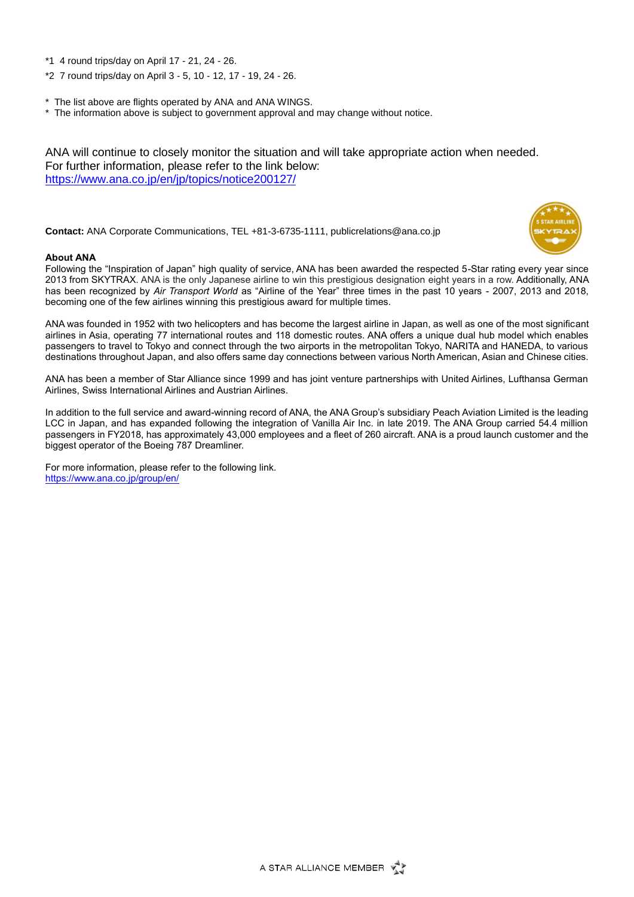*1 4 round trips/day on April 17 - 21, 24 - 26.

*2 7 round trips/day on April 3 - 5, 10 - 12, 17 - 19, 24 - 26.

* The list above are flights operated by ANA and ANA WINGS.
* The information above is subject to government approval and may change without notice.

ANA will continue to closely monitor the situation and will take appropriate action when needed.
For further information, please refer to the link below:
https://www.ana.co.jp/en/jp/topics/notice200127/

**Contact:** ANA Corporate Communications, TEL +81-3-6735-1111, publicrelations@ana.co.jp

**About ANA**

Following the "Inspiration of Japan" high quality of service, ANA has been awarded the respected 5-Star rating every year since 2013 from SKYTRAX. ANA is the only Japanese airline to win this prestigious designation eight years in a row. Additionally, ANA has been recognized by *Air Transport World* as "Airline of the Year" three times in the past 10 years - 2007, 2013 and 2018, becoming one of the few airlines winning this prestigious award for multiple times.

ANA was founded in 1952 with two helicopters and has become the largest airline in Japan, as well as one of the most significant airlines in Asia, operating 77 international routes and 118 domestic routes. ANA offers a unique dual hub model which enables passengers to travel to Tokyo and connect through the two airports in the metropolitan Tokyo, NARITA and HANEDA, to various destinations throughout Japan, and also offers same day connections between various North American, Asian and Chinese cities.

ANA has been a member of Star Alliance since 1999 and has joint venture partnerships with United Airlines, Lufthansa German Airlines, Swiss International Airlines and Austrian Airlines.

In addition to the full service and award-winning record of ANA, the ANA Group's subsidiary Peach Aviation Limited is the leading LCC in Japan, and has expanded following the integration of Vanilla Air Inc. in late 2019. The ANA Group carried 54.4 million passengers in FY2018, has approximately 43,000 employees and a fleet of 260 aircraft. ANA is a proud launch customer and the biggest operator of the Boeing 787 Dreamliner.

For more information, please refer to the following link.
https://www.ana.co.jp/group/en/